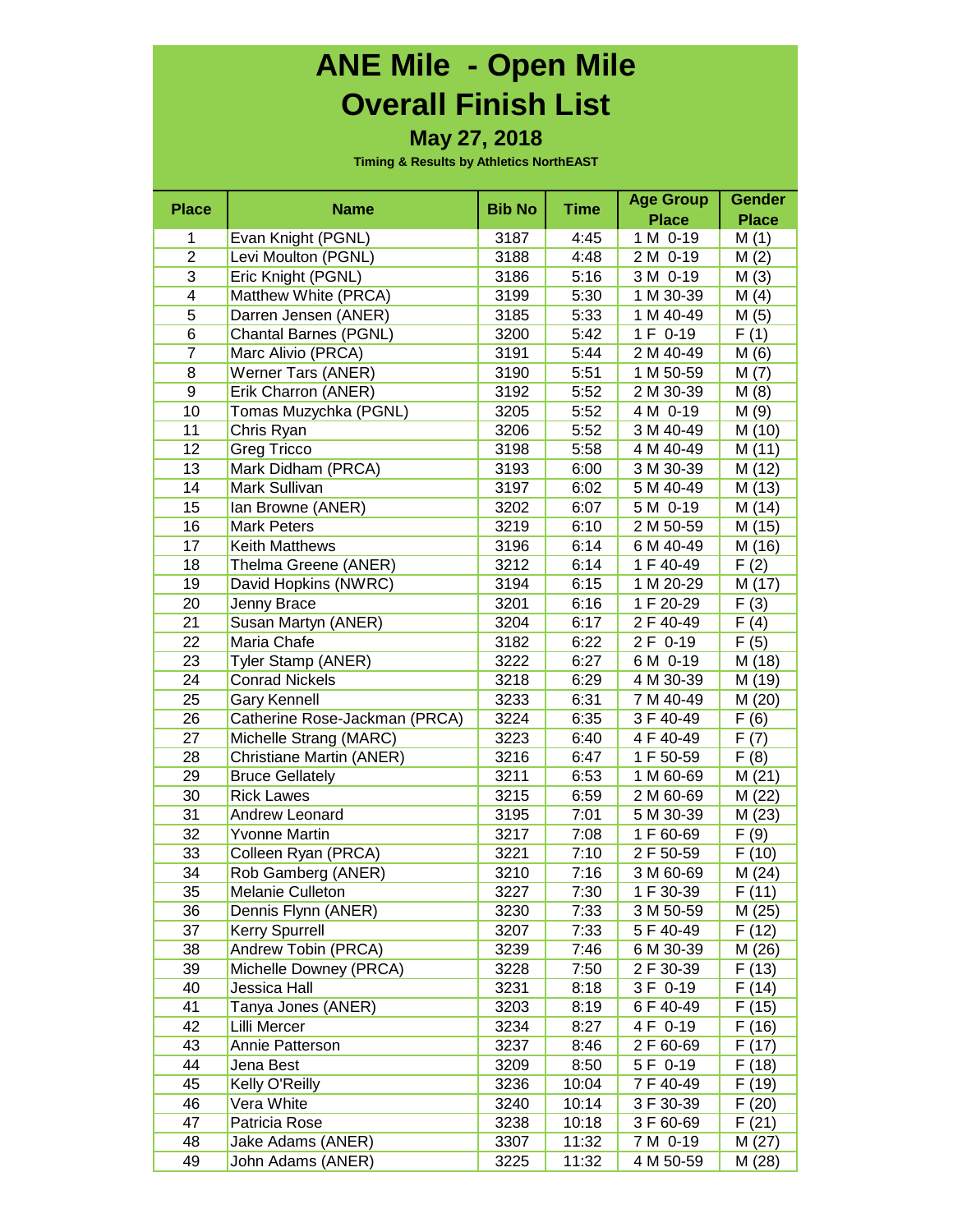# ANE Mile - Open Mile
# Overall Finish List

### May 27, 2018

**Timing & Results by Athletics NorthEAST**

| Place | Name | Bib No | Time | Age Group Place | Gender Place |
|---|---|---|---|---|---|
| 1 | Evan Knight (PGNL) | 3187 | 4:45 | 1 M 0-19 | M (1) |
| 2 | Levi Moulton (PGNL) | 3188 | 4:48 | 2 M 0-19 | M (2) |
| 3 | Eric Knight (PGNL) | 3186 | 5:16 | 3 M 0-19 | M (3) |
| 4 | Matthew White (PRCA) | 3199 | 5:30 | 1 M 30-39 | M (4) |
| 5 | Darren Jensen (ANER) | 3185 | 5:33 | 1 M 40-49 | M (5) |
| 6 | Chantal Barnes (PGNL) | 3200 | 5:42 | 1 F 0-19 | F (1) |
| 7 | Marc Alivio (PRCA) | 3191 | 5:44 | 2 M 40-49 | M (6) |
| 8 | Werner Tars (ANER) | 3190 | 5:51 | 1 M 50-59 | M (7) |
| 9 | Erik Charron (ANER) | 3192 | 5:52 | 2 M 30-39 | M (8) |
| 10 | Tomas Muzychka (PGNL) | 3205 | 5:52 | 4 M 0-19 | M (9) |
| 11 | Chris Ryan | 3206 | 5:52 | 3 M 40-49 | M (10) |
| 12 | Greg Tricco | 3198 | 5:58 | 4 M 40-49 | M (11) |
| 13 | Mark Didham (PRCA) | 3193 | 6:00 | 3 M 30-39 | M (12) |
| 14 | Mark Sullivan | 3197 | 6:02 | 5 M 40-49 | M (13) |
| 15 | Ian Browne (ANER) | 3202 | 6:07 | 5 M 0-19 | M (14) |
| 16 | Mark Peters | 3219 | 6:10 | 2 M 50-59 | M (15) |
| 17 | Keith Matthews | 3196 | 6:14 | 6 M 40-49 | M (16) |
| 18 | Thelma Greene (ANER) | 3212 | 6:14 | 1 F 40-49 | F (2) |
| 19 | David Hopkins (NWRC) | 3194 | 6:15 | 1 M 20-29 | M (17) |
| 20 | Jenny Brace | 3201 | 6:16 | 1 F 20-29 | F (3) |
| 21 | Susan Martyn (ANER) | 3204 | 6:17 | 2 F 40-49 | F (4) |
| 22 | Maria Chafe | 3182 | 6:22 | 2 F 0-19 | F (5) |
| 23 | Tyler Stamp (ANER) | 3222 | 6:27 | 6 M 0-19 | M (18) |
| 24 | Conrad Nickels | 3218 | 6:29 | 4 M 30-39 | M (19) |
| 25 | Gary Kennell | 3233 | 6:31 | 7 M 40-49 | M (20) |
| 26 | Catherine Rose-Jackman (PRCA) | 3224 | 6:35 | 3 F 40-49 | F (6) |
| 27 | Michelle Strang (MARC) | 3223 | 6:40 | 4 F 40-49 | F (7) |
| 28 | Christiane Martin (ANER) | 3216 | 6:47 | 1 F 50-59 | F (8) |
| 29 | Bruce Gellately | 3211 | 6:53 | 1 M 60-69 | M (21) |
| 30 | Rick Lawes | 3215 | 6:59 | 2 M 60-69 | M (22) |
| 31 | Andrew Leonard | 3195 | 7:01 | 5 M 30-39 | M (23) |
| 32 | Yvonne Martin | 3217 | 7:08 | 1 F 60-69 | F (9) |
| 33 | Colleen Ryan (PRCA) | 3221 | 7:10 | 2 F 50-59 | F (10) |
| 34 | Rob Gamberg (ANER) | 3210 | 7:16 | 3 M 60-69 | M (24) |
| 35 | Melanie Culleton | 3227 | 7:30 | 1 F 30-39 | F (11) |
| 36 | Dennis Flynn (ANER) | 3230 | 7:33 | 3 M 50-59 | M (25) |
| 37 | Kerry Spurrell | 3207 | 7:33 | 5 F 40-49 | F (12) |
| 38 | Andrew Tobin (PRCA) | 3239 | 7:46 | 6 M 30-39 | M (26) |
| 39 | Michelle Downey (PRCA) | 3228 | 7:50 | 2 F 30-39 | F (13) |
| 40 | Jessica Hall | 3231 | 8:18 | 3 F 0-19 | F (14) |
| 41 | Tanya Jones (ANER) | 3203 | 8:19 | 6 F 40-49 | F (15) |
| 42 | Lilli Mercer | 3234 | 8:27 | 4 F 0-19 | F (16) |
| 43 | Annie Patterson | 3237 | 8:46 | 2 F 60-69 | F (17) |
| 44 | Jena Best | 3209 | 8:50 | 5 F 0-19 | F (18) |
| 45 | Kelly O'Reilly | 3236 | 10:04 | 7 F 40-49 | F (19) |
| 46 | Vera White | 3240 | 10:14 | 3 F 30-39 | F (20) |
| 47 | Patricia Rose | 3238 | 10:18 | 3 F 60-69 | F (21) |
| 48 | Jake Adams (ANER) | 3307 | 11:32 | 7 M 0-19 | M (27) |
| 49 | John Adams (ANER) | 3225 | 11:32 | 4 M 50-59 | M (28) |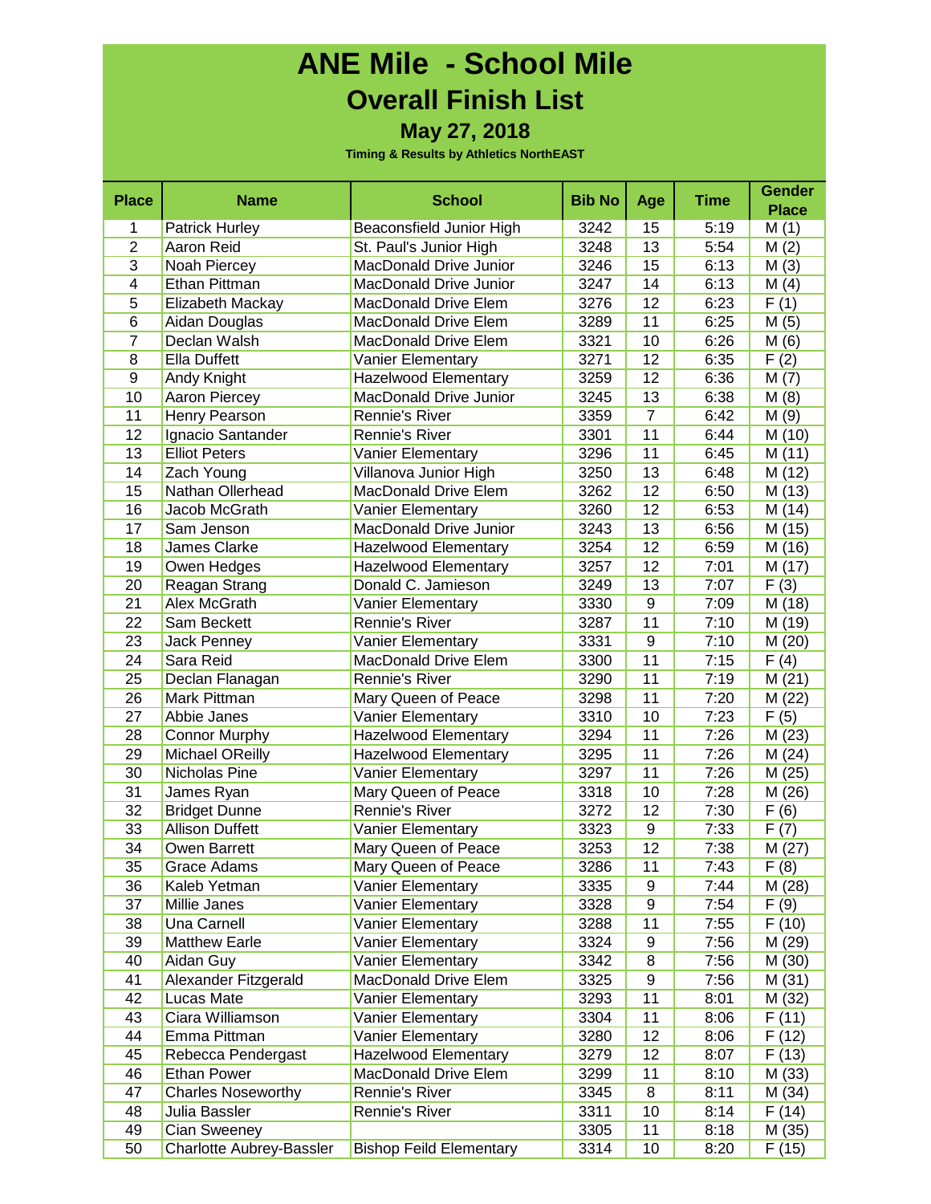# ANE Mile - School Mile

## Overall Finish List

### May 27, 2018

**Timing & Results by Athletics NorthEAST**

| Place | Name | School | Bib No | Age | Time | Gender Place |
|---|---|---|---|---|---|---|
| 1 | Patrick Hurley | Beaconsfield Junior High | 3242 | 15 | 5:19 | M (1) |
| 2 | Aaron Reid | St. Paul's Junior High | 3248 | 13 | 5:54 | M (2) |
| 3 | Noah Piercey | MacDonald Drive Junior | 3246 | 15 | 6:13 | M (3) |
| 4 | Ethan Pittman | MacDonald Drive Junior | 3247 | 14 | 6:13 | M (4) |
| 5 | Elizabeth Mackay | MacDonald Drive Elem | 3276 | 12 | 6:23 | F (1) |
| 6 | Aidan Douglas | MacDonald Drive Elem | 3289 | 11 | 6:25 | M (5) |
| 7 | Declan Walsh | MacDonald Drive Elem | 3321 | 10 | 6:26 | M (6) |
| 8 | Ella Duffett | Vanier Elementary | 3271 | 12 | 6:35 | F (2) |
| 9 | Andy Knight | Hazelwood Elementary | 3259 | 12 | 6:36 | M (7) |
| 10 | Aaron Piercey | MacDonald Drive Junior | 3245 | 13 | 6:38 | M (8) |
| 11 | Henry Pearson | Rennie's River | 3359 | 7 | 6:42 | M (9) |
| 12 | Ignacio Santander | Rennie's River | 3301 | 11 | 6:44 | M (10) |
| 13 | Elliot Peters | Vanier Elementary | 3296 | 11 | 6:45 | M (11) |
| 14 | Zach Young | Villanova Junior High | 3250 | 13 | 6:48 | M (12) |
| 15 | Nathan Ollerhead | MacDonald Drive Elem | 3262 | 12 | 6:50 | M (13) |
| 16 | Jacob McGrath | Vanier Elementary | 3260 | 12 | 6:53 | M (14) |
| 17 | Sam Jenson | MacDonald Drive Junior | 3243 | 13 | 6:56 | M (15) |
| 18 | James Clarke | Hazelwood Elementary | 3254 | 12 | 6:59 | M (16) |
| 19 | Owen Hedges | Hazelwood Elementary | 3257 | 12 | 7:01 | M (17) |
| 20 | Reagan Strang | Donald C. Jamieson | 3249 | 13 | 7:07 | F (3) |
| 21 | Alex McGrath | Vanier Elementary | 3330 | 9 | 7:09 | M (18) |
| 22 | Sam Beckett | Rennie's River | 3287 | 11 | 7:10 | M (19) |
| 23 | Jack Penney | Vanier Elementary | 3331 | 9 | 7:10 | M (20) |
| 24 | Sara Reid | MacDonald Drive Elem | 3300 | 11 | 7:15 | F (4) |
| 25 | Declan Flanagan | Rennie's River | 3290 | 11 | 7:19 | M (21) |
| 26 | Mark Pittman | Mary Queen of Peace | 3298 | 11 | 7:20 | M (22) |
| 27 | Abbie Janes | Vanier Elementary | 3310 | 10 | 7:23 | F (5) |
| 28 | Connor Murphy | Hazelwood Elementary | 3294 | 11 | 7:26 | M (23) |
| 29 | Michael OReilly | Hazelwood Elementary | 3295 | 11 | 7:26 | M (24) |
| 30 | Nicholas Pine | Vanier Elementary | 3297 | 11 | 7:26 | M (25) |
| 31 | James Ryan | Mary Queen of Peace | 3318 | 10 | 7:28 | M (26) |
| 32 | Bridget Dunne | Rennie's River | 3272 | 12 | 7:30 | F (6) |
| 33 | Allison Duffett | Vanier Elementary | 3323 | 9 | 7:33 | F (7) |
| 34 | Owen Barrett | Mary Queen of Peace | 3253 | 12 | 7:38 | M (27) |
| 35 | Grace Adams | Mary Queen of Peace | 3286 | 11 | 7:43 | F (8) |
| 36 | Kaleb Yetman | Vanier Elementary | 3335 | 9 | 7:44 | M (28) |
| 37 | Millie Janes | Vanier Elementary | 3328 | 9 | 7:54 | F (9) |
| 38 | Una Carnell | Vanier Elementary | 3288 | 11 | 7:55 | F (10) |
| 39 | Matthew Earle | Vanier Elementary | 3324 | 9 | 7:56 | M (29) |
| 40 | Aidan Guy | Vanier Elementary | 3342 | 8 | 7:56 | M (30) |
| 41 | Alexander Fitzgerald | MacDonald Drive Elem | 3325 | 9 | 7:56 | M (31) |
| 42 | Lucas Mate | Vanier Elementary | 3293 | 11 | 8:01 | M (32) |
| 43 | Ciara Williamson | Vanier Elementary | 3304 | 11 | 8:06 | F (11) |
| 44 | Emma Pittman | Vanier Elementary | 3280 | 12 | 8:06 | F (12) |
| 45 | Rebecca Pendergast | Hazelwood Elementary | 3279 | 12 | 8:07 | F (13) |
| 46 | Ethan Power | MacDonald Drive Elem | 3299 | 11 | 8:10 | M (33) |
| 47 | Charles Noseworthy | Rennie's River | 3345 | 8 | 8:11 | M (34) |
| 48 | Julia Bassler | Rennie's River | 3311 | 10 | 8:14 | F (14) |
| 49 | Cian Sweeney | | 3305 | 11 | 8:18 | M (35) |
| 50 | Charlotte Aubrey-Bassler | Bishop Feild Elementary | 3314 | 10 | 8:20 | F (15) |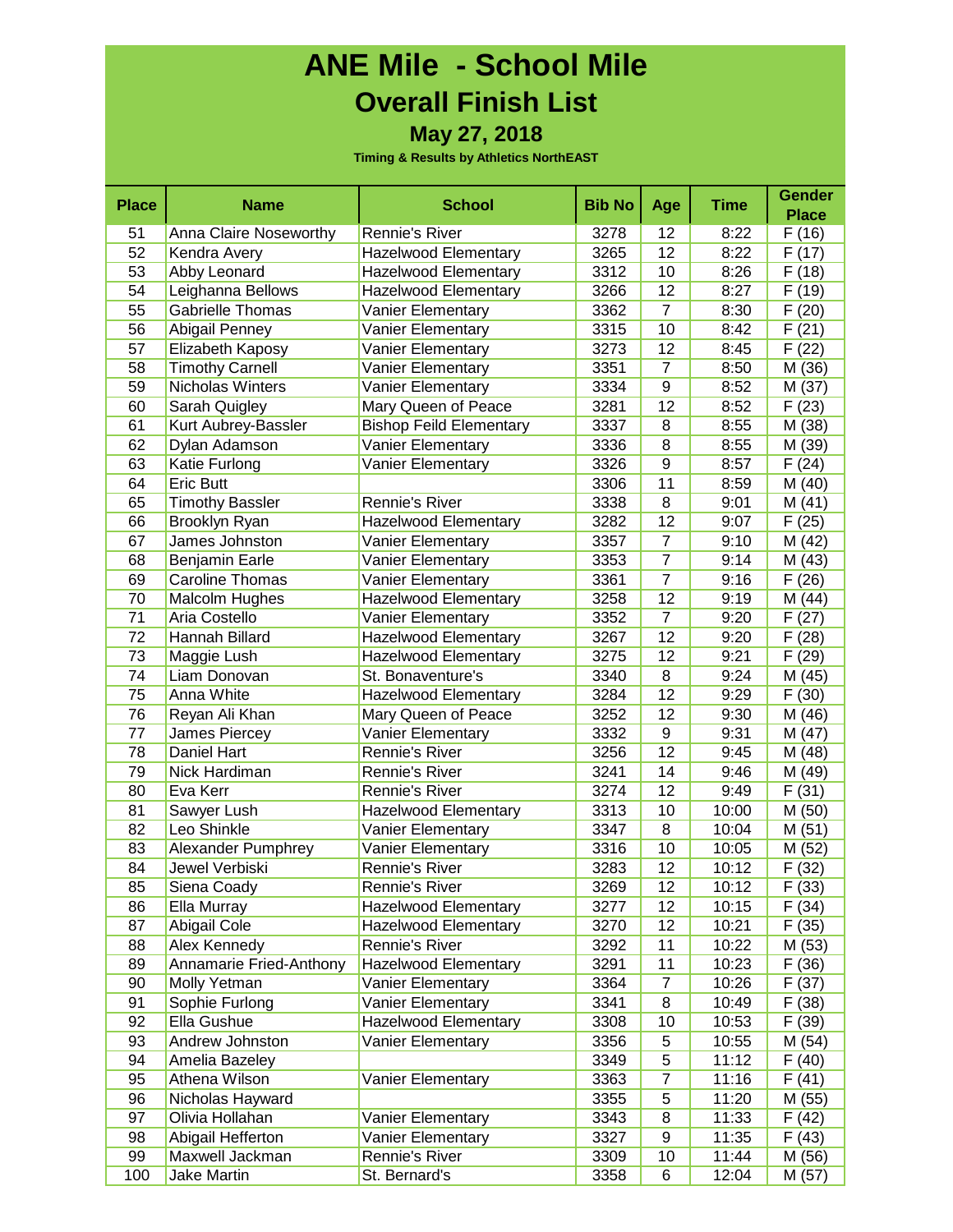# ANE Mile - School Mile

## Overall Finish List

### May 27, 2018

**Timing & Results by Athletics NorthEAST**

| Place | Name | School | Bib No | Age | Time | Gender Place |
|---|---|---|---|---|---|---|
| 51 | Anna Claire Noseworthy | Rennie's River | 3278 | 12 | 8:22 | F (16) |
| 52 | Kendra Avery | Hazelwood Elementary | 3265 | 12 | 8:22 | F (17) |
| 53 | Abby Leonard | Hazelwood Elementary | 3312 | 10 | 8:26 | F (18) |
| 54 | Leighanna Bellows | Hazelwood Elementary | 3266 | 12 | 8:27 | F (19) |
| 55 | Gabrielle Thomas | Vanier Elementary | 3362 | 7 | 8:30 | F (20) |
| 56 | Abigail Penney | Vanier Elementary | 3315 | 10 | 8:42 | F (21) |
| 57 | Elizabeth Kaposy | Vanier Elementary | 3273 | 12 | 8:45 | F (22) |
| 58 | Timothy Carnell | Vanier Elementary | 3351 | 7 | 8:50 | M (36) |
| 59 | Nicholas Winters | Vanier Elementary | 3334 | 9 | 8:52 | M (37) |
| 60 | Sarah Quigley | Mary Queen of Peace | 3281 | 12 | 8:52 | F (23) |
| 61 | Kurt Aubrey-Bassler | Bishop Feild Elementary | 3337 | 8 | 8:55 | M (38) |
| 62 | Dylan Adamson | Vanier Elementary | 3336 | 8 | 8:55 | M (39) |
| 63 | Katie Furlong | Vanier Elementary | 3326 | 9 | 8:57 | F (24) |
| 64 | Eric Butt | | 3306 | 11 | 8:59 | M (40) |
| 65 | Timothy Bassler | Rennie's River | 3338 | 8 | 9:01 | M (41) |
| 66 | Brooklyn Ryan | Hazelwood Elementary | 3282 | 12 | 9:07 | F (25) |
| 67 | James Johnston | Vanier Elementary | 3357 | 7 | 9:10 | M (42) |
| 68 | Benjamin Earle | Vanier Elementary | 3353 | 7 | 9:14 | M (43) |
| 69 | Caroline Thomas | Vanier Elementary | 3361 | 7 | 9:16 | F (26) |
| 70 | Malcolm Hughes | Hazelwood Elementary | 3258 | 12 | 9:19 | M (44) |
| 71 | Aria Costello | Vanier Elementary | 3352 | 7 | 9:20 | F (27) |
| 72 | Hannah Billard | Hazelwood Elementary | 3267 | 12 | 9:20 | F (28) |
| 73 | Maggie Lush | Hazelwood Elementary | 3275 | 12 | 9:21 | F (29) |
| 74 | Liam Donovan | St. Bonaventure's | 3340 | 8 | 9:24 | M (45) |
| 75 | Anna White | Hazelwood Elementary | 3284 | 12 | 9:29 | F (30) |
| 76 | Reyan Ali Khan | Mary Queen of Peace | 3252 | 12 | 9:30 | M (46) |
| 77 | James Piercey | Vanier Elementary | 3332 | 9 | 9:31 | M (47) |
| 78 | Daniel Hart | Rennie's River | 3256 | 12 | 9:45 | M (48) |
| 79 | Nick Hardiman | Rennie's River | 3241 | 14 | 9:46 | M (49) |
| 80 | Eva Kerr | Rennie's River | 3274 | 12 | 9:49 | F (31) |
| 81 | Sawyer Lush | Hazelwood Elementary | 3313 | 10 | 10:00 | M (50) |
| 82 | Leo Shinkle | Vanier Elementary | 3347 | 8 | 10:04 | M (51) |
| 83 | Alexander Pumphrey | Vanier Elementary | 3316 | 10 | 10:05 | M (52) |
| 84 | Jewel Verbiski | Rennie's River | 3283 | 12 | 10:12 | F (32) |
| 85 | Siena Coady | Rennie's River | 3269 | 12 | 10:12 | F (33) |
| 86 | Ella Murray | Hazelwood Elementary | 3277 | 12 | 10:15 | F (34) |
| 87 | Abigail Cole | Hazelwood Elementary | 3270 | 12 | 10:21 | F (35) |
| 88 | Alex Kennedy | Rennie's River | 3292 | 11 | 10:22 | M (53) |
| 89 | Annamarie Fried-Anthony | Hazelwood Elementary | 3291 | 11 | 10:23 | F (36) |
| 90 | Molly Yetman | Vanier Elementary | 3364 | 7 | 10:26 | F (37) |
| 91 | Sophie Furlong | Vanier Elementary | 3341 | 8 | 10:49 | F (38) |
| 92 | Ella Gushue | Hazelwood Elementary | 3308 | 10 | 10:53 | F (39) |
| 93 | Andrew Johnston | Vanier Elementary | 3356 | 5 | 10:55 | M (54) |
| 94 | Amelia Bazeley | | 3349 | 5 | 11:12 | F (40) |
| 95 | Athena Wilson | Vanier Elementary | 3363 | 7 | 11:16 | F (41) |
| 96 | Nicholas Hayward | | 3355 | 5 | 11:20 | M (55) |
| 97 | Olivia Hollahan | Vanier Elementary | 3343 | 8 | 11:33 | F (42) |
| 98 | Abigail Hefferton | Vanier Elementary | 3327 | 9 | 11:35 | F (43) |
| 99 | Maxwell Jackman | Rennie's River | 3309 | 10 | 11:44 | M (56) |
| 100 | Jake Martin | St. Bernard's | 3358 | 6 | 12:04 | M (57) |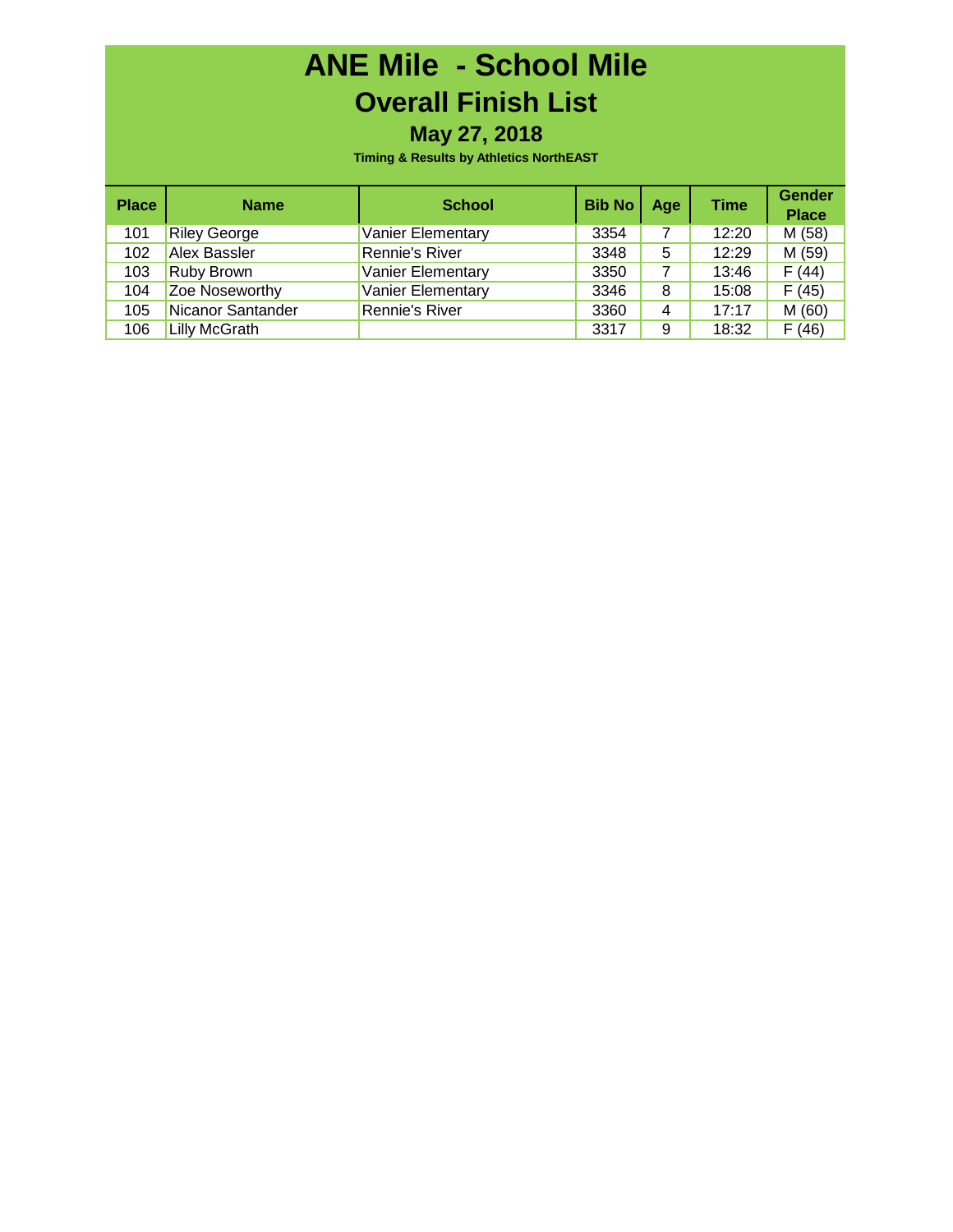# ANE Mile - School Mile

## Overall Finish List

### May 27, 2018

**Timing & Results by Athletics NorthEAST**

| Place | Name | School | Bib No | Age | Time | Gender Place |
|---|---|---|---|---|---|---|
| 101 | Riley George | Vanier Elementary | 3354 | 7 | 12:20 | M (58) |
| 102 | Alex Bassler | Rennie's River | 3348 | 5 | 12:29 | M (59) |
| 103 | Ruby Brown | Vanier Elementary | 3350 | 7 | 13:46 | F (44) |
| 104 | Zoe Noseworthy | Vanier Elementary | 3346 | 8 | 15:08 | F (45) |
| 105 | Nicanor Santander | Rennie's River | 3360 | 4 | 17:17 | M (60) |
| 106 | Lilly McGrath | | 3317 | 9 | 18:32 | F (46) |